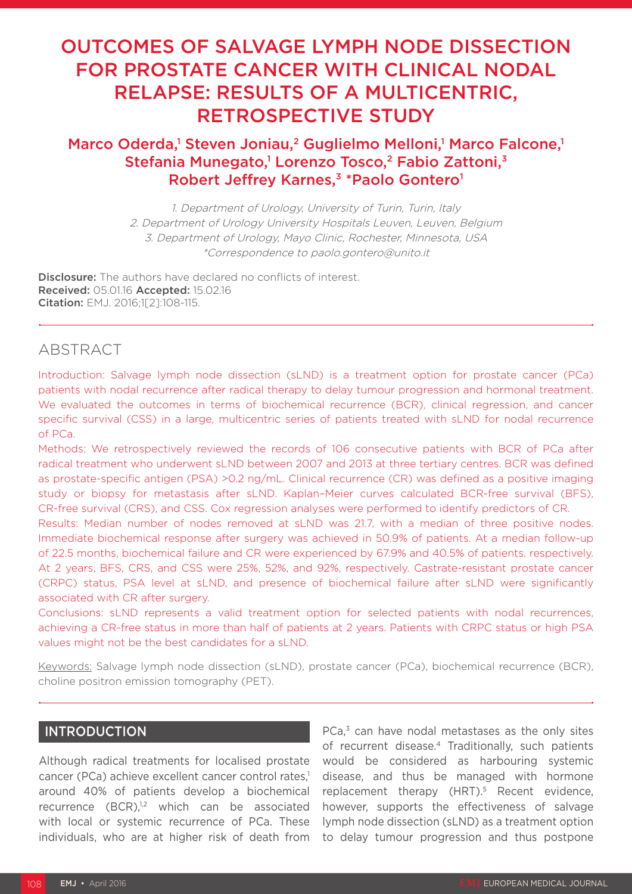# OUTCOMES OF SALVAGE LYMPH NODE DISSECTION FOR PROSTATE CANCER WITH CLINICAL NODAL RELAPSE: RESULTS OF A MULTICENTRIC, RETROSPECTIVE STUDY

**Marco Oderda,[1] Steven Joniau,[2] Guglielmo Melloni,[1] Marco Falcone,[1] Stefania Munegato,[1] Lorenzo Tosco,[2] Fabio Zattoni,[3] Robert Jeffrey Karnes,[3] \*Paolo Gontero[1]**

*1. Department of Urology, University of Turin, Turin, Italy*
*2. Department of Urology University Hospitals Leuven, Leuven, Belgium*
*3. Department of Urology, Mayo Clinic, Rochester, Minnesota, USA*
*\*Correspondence to paolo.gontero@unito.it*

**Disclosure:** The authors have declared no conflicts of interest.
**Received:** 05.01.16 **Accepted:** 15.02.16
**Citation:** EMJ. 2016;1[2]:108-115.

## ABSTRACT

Introduction: Salvage lymph node dissection (sLND) is a treatment option for prostate cancer (PCa) patients with nodal recurrence after radical therapy to delay tumour progression and hormonal treatment. We evaluated the outcomes in terms of biochemical recurrence (BCR), clinical regression, and cancer specific survival (CSS) in a large, multicentric series of patients treated with sLND for nodal recurrence of PCa.

Methods: We retrospectively reviewed the records of 106 consecutive patients with BCR of PCa after radical treatment who underwent sLND between 2007 and 2013 at three tertiary centres. BCR was defined as prostate-specific antigen (PSA) >0.2 ng/mL. Clinical recurrence (CR) was defined as a positive imaging study or biopsy for metastasis after sLND. Kaplan–Meier curves calculated BCR-free survival (BFS), CR-free survival (CRS), and CSS. Cox regression analyses were performed to identify predictors of CR.

Results: Median number of nodes removed at sLND was 21.7, with a median of three positive nodes. Immediate biochemical response after surgery was achieved in 50.9% of patients. At a median follow-up of 22.5 months, biochemical failure and CR were experienced by 67.9% and 40.5% of patients, respectively. At 2 years, BFS, CRS, and CSS were 25%, 52%, and 92%, respectively. Castrate-resistant prostate cancer (CRPC) status, PSA level at sLND, and presence of biochemical failure after sLND were significantly associated with CR after surgery.

Conclusions: sLND represents a valid treatment option for selected patients with nodal recurrences, achieving a CR-free status in more than half of patients at 2 years. Patients with CRPC status or high PSA values might not be the best candidates for a sLND.

Keywords: Salvage lymph node dissection (sLND), prostate cancer (PCa), biochemical recurrence (BCR), choline positron emission tomography (PET).

## INTRODUCTION

Although radical treatments for localised prostate cancer (PCa) achieve excellent cancer control rates,[1] around 40% of patients develop a biochemical recurrence (BCR),[1,2] which can be associated with local or systemic recurrence of PCa. These individuals, who are at higher risk of death from PCa,[3] can have nodal metastases as the only sites of recurrent disease.[4] Traditionally, such patients would be considered as harbouring systemic disease, and thus be managed with hormone replacement therapy (HRT).[5] Recent evidence, however, supports the effectiveness of salvage lymph node dissection (sLND) as a treatment option to delay tumour progression and thus postpone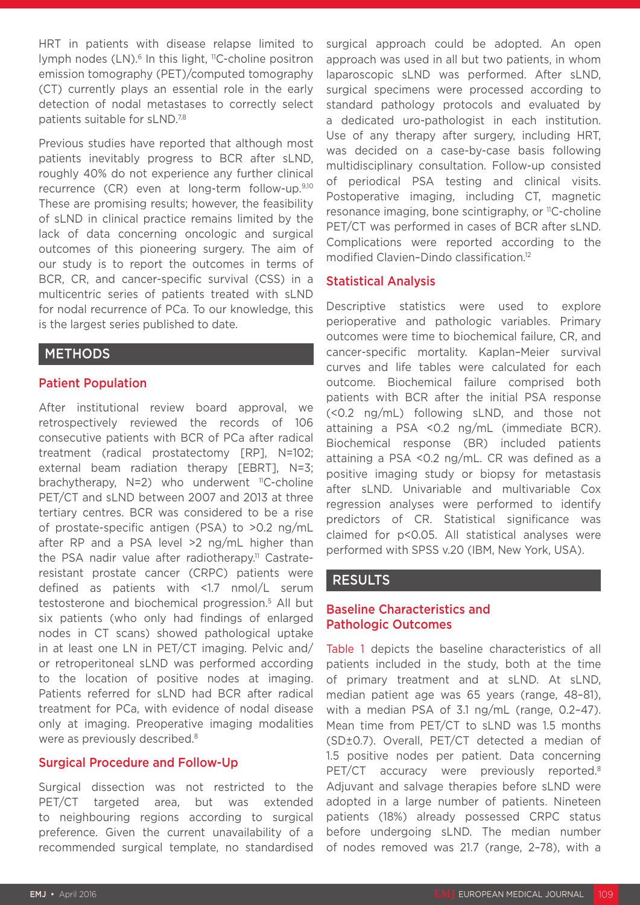HRT in patients with disease relapse limited to lymph nodes (LN).[6] In this light, $^{11}$C-choline positron emission tomography (PET)/computed tomography (CT) currently plays an essential role in the early detection of nodal metastases to correctly select patients suitable for sLND.[7,8]

Previous studies have reported that although most patients inevitably progress to BCR after sLND, roughly 40% do not experience any further clinical recurrence (CR) even at long-term follow-up.[9,10] These are promising results; however, the feasibility of sLND in clinical practice remains limited by the lack of data concerning oncologic and surgical outcomes of this pioneering surgery. The aim of our study is to report the outcomes in terms of BCR, CR, and cancer-specific survival (CSS) in a multicentric series of patients treated with sLND for nodal recurrence of PCa. To our knowledge, this is the largest series published to date.

## METHODS

### Patient Population

After institutional review board approval, we retrospectively reviewed the records of 106 consecutive patients with BCR of PCa after radical treatment (radical prostatectomy [RP], N=102; external beam radiation therapy [EBRT], N=3; brachytherapy, N=2) who underwent $^{11}$C-choline PET/CT and sLND between 2007 and 2013 at three tertiary centres. BCR was considered to be a rise of prostate-specific antigen (PSA) to >0.2 ng/mL after RP and a PSA level >2 ng/mL higher than the PSA nadir value after radiotherapy.[11] Castrate-resistant prostate cancer (CRPC) patients were defined as patients with <1.7 nmol/L serum testosterone and biochemical progression.[5] All but six patients (who only had findings of enlarged nodes in CT scans) showed pathological uptake in at least one LN in PET/CT imaging. Pelvic and/or retroperitoneal sLND was performed according to the location of positive nodes at imaging. Patients referred for sLND had BCR after radical treatment for PCa, with evidence of nodal disease only at imaging. Preoperative imaging modalities were as previously described.[8]

### Surgical Procedure and Follow-Up

Surgical dissection was not restricted to the PET/CT targeted area, but was extended to neighbouring regions according to surgical preference. Given the current unavailability of a recommended surgical template, no standardised surgical approach could be adopted. An open approach was used in all but two patients, in whom laparoscopic sLND was performed. After sLND, surgical specimens were processed according to standard pathology protocols and evaluated by a dedicated uro-pathologist in each institution. Use of any therapy after surgery, including HRT, was decided on a case-by-case basis following multidisciplinary consultation. Follow-up consisted of periodical PSA testing and clinical visits. Postoperative imaging, including CT, magnetic resonance imaging, bone scintigraphy, or $^{11}$C-choline PET/CT was performed in cases of BCR after sLND. Complications were reported according to the modified Clavien–Dindo classification.[12]

### Statistical Analysis

Descriptive statistics were used to explore perioperative and pathologic variables. Primary outcomes were time to biochemical failure, CR, and cancer-specific mortality. Kaplan–Meier survival curves and life tables were calculated for each outcome. Biochemical failure comprised both patients with BCR after the initial PSA response (<0.2 ng/mL) following sLND, and those not attaining a PSA <0.2 ng/mL (immediate BCR). Biochemical response (BR) included patients attaining a PSA <0.2 ng/mL. CR was defined as a positive imaging study or biopsy for metastasis after sLND. Univariable and multivariable Cox regression analyses were performed to identify predictors of CR. Statistical significance was claimed for p<0.05. All statistical analyses were performed with SPSS v.20 (IBM, New York, USA).

## RESULTS

### Baseline Characteristics and Pathologic Outcomes

Table 1 depicts the baseline characteristics of all patients included in the study, both at the time of primary treatment and at sLND. At sLND, median patient age was 65 years (range, 48–81), with a median PSA of 3.1 ng/mL (range, 0.2–47). Mean time from PET/CT to sLND was 1.5 months (SD±0.7). Overall, PET/CT detected a median of 1.5 positive nodes per patient. Data concerning PET/CT accuracy were previously reported.[8] Adjuvant and salvage therapies before sLND were adopted in a large number of patients. Nineteen patients (18%) already possessed CRPC status before undergoing sLND. The median number of nodes removed was 21.7 (range, 2–78), with a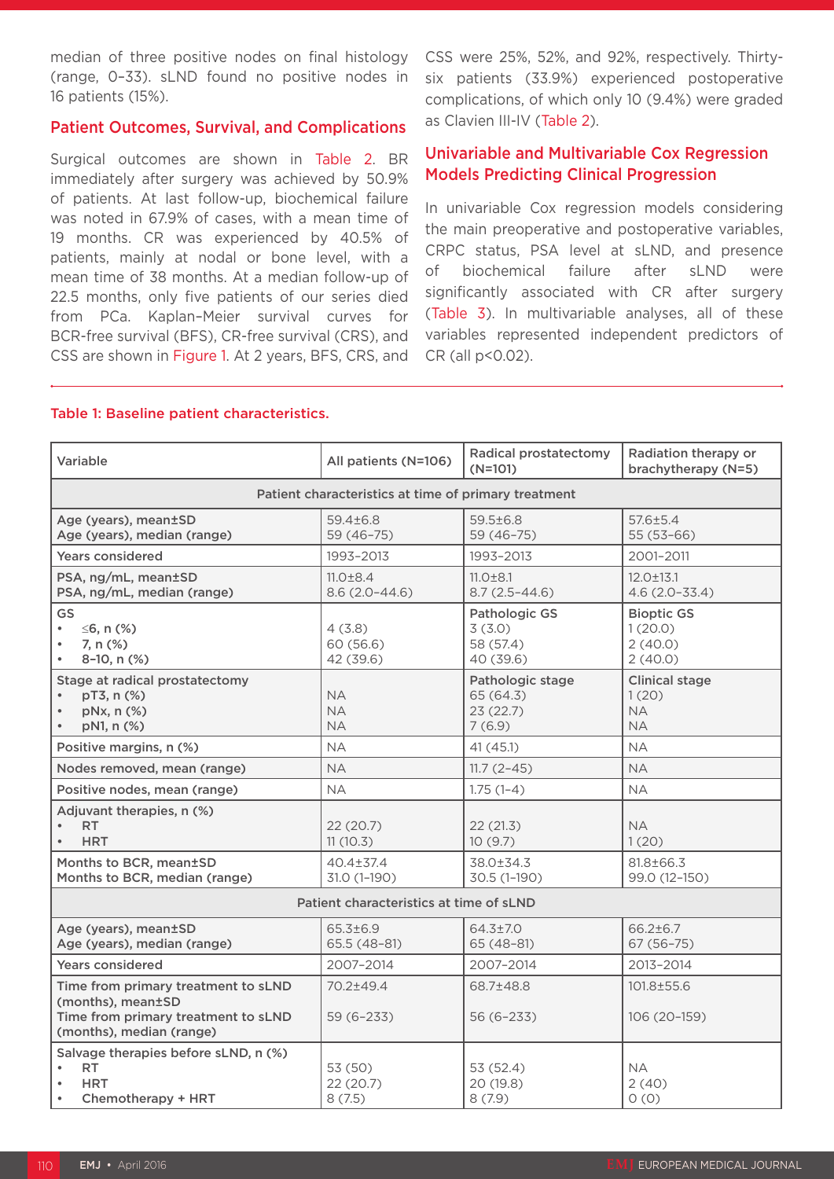median of three positive nodes on final histology (range, 0–33). sLND found no positive nodes in 16 patients (15%).

## Patient Outcomes, Survival, and Complications

Surgical outcomes are shown in Table 2. BR immediately after surgery was achieved by 50.9% of patients. At last follow-up, biochemical failure was noted in 67.9% of cases, with a mean time of 19 months. CR was experienced by 40.5% of patients, mainly at nodal or bone level, with a mean time of 38 months. At a median follow-up of 22.5 months, only five patients of our series died from PCa. Kaplan-Meier survival curves for BCR-free survival (BFS), CR-free survival (CRS), and CSS are shown in Figure 1. At 2 years, BFS, CRS, and CSS were 25%, 52%, and 92%, respectively. Thirty-six patients (33.9%) experienced postoperative complications, of which only 10 (9.4%) were graded as Clavien III-IV (Table 2).

## Univariable and Multivariable Cox Regression Models Predicting Clinical Progression

In univariable Cox regression models considering the main preoperative and postoperative variables, CRPC status, PSA level at sLND, and presence of biochemical failure after sLND were significantly associated with CR after surgery (Table 3). In multivariable analyses, all of these variables represented independent predictors of CR (all p<0.02).

**Table 1: Baseline patient characteristics.**

| Variable | All patients (N=106) | Radical prostatectomy (N=101) | Radiation therapy or brachytherapy (N=5) |
|---|---|---|---|
| **Patient characteristics at time of primary treatment** | | | |
| Age (years), mean±SD<br>Age (years), median (range) | 59.4±6.8<br>59 (46–75) | 59.5±6.8<br>59 (46–75) | 57.6±5.4<br>55 (53–66) |
| Years considered | 1993–2013 | 1993–2013 | 2001–2011 |
| PSA, ng/mL, mean±SD<br>PSA, ng/mL, median (range) | 11.0±8.4<br>8.6 (2.0–44.6) | 11.0±8.1<br>8.7 (2.5–44.6) | 12.0±13.1<br>4.6 (2.0–33.4) |
| GS<br>• ≤6, n (%)<br>• 7, n (%)<br>• 8–10, n (%) | <br>4 (3.8)<br>60 (56.6)<br>42 (39.6) | Pathologic GS<br>3 (3.0)<br>58 (57.4)<br>40 (39.6) | Bioptic GS<br>1 (20.0)<br>2 (40.0)<br>2 (40.0) |
| Stage at radical prostatectomy<br>• pT3, n (%)<br>• pNx, n (%)<br>• pN1, n (%) | <br>NA<br>NA<br>NA | Pathologic stage<br>65 (64.3)<br>23 (22.7)<br>7 (6.9) | Clinical stage<br>1 (20)<br>NA<br>NA |
| Positive margins, n (%) | NA | 41 (45.1) | NA |
| Nodes removed, mean (range) | NA | 11.7 (2–45) | NA |
| Positive nodes, mean (range) | NA | 1.75 (1–4) | NA |
| Adjuvant therapies, n (%)<br>• RT<br>• HRT | <br>22 (20.7)<br>11 (10.3) | <br>22 (21.3)<br>10 (9.7) | <br>NA<br>1 (20) |
| Months to BCR, mean±SD<br>Months to BCR, median (range) | 40.4±37.4<br>31.0 (1–190) | 38.0±34.3<br>30.5 (1–190) | 81.8±66.3<br>99.0 (12–150) |
| **Patient characteristics at time of sLND** | | | |
| Age (years), mean±SD<br>Age (years), median (range) | 65.3±6.9<br>65.5 (48–81) | 64.3±7.0<br>65 (48–81) | 66.2±6.7<br>67 (56–75) |
| Years considered | 2007–2014 | 2007–2014 | 2013–2014 |
| Time from primary treatment to sLND (months), mean±SD<br>Time from primary treatment to sLND (months), median (range) | 70.2±49.4<br>59 (6–233) | 68.7±48.8<br>56 (6–233) | 101.8±55.6<br>106 (20–159) |
| Salvage therapies before sLND, n (%)<br>• RT<br>• HRT<br>• Chemotherapy + HRT | <br>53 (50)<br>22 (20.7)<br>8 (7.5) | <br>53 (52.4)<br>20 (19.8)<br>8 (7.9) | <br>NA<br>2 (40)<br>0 (0) |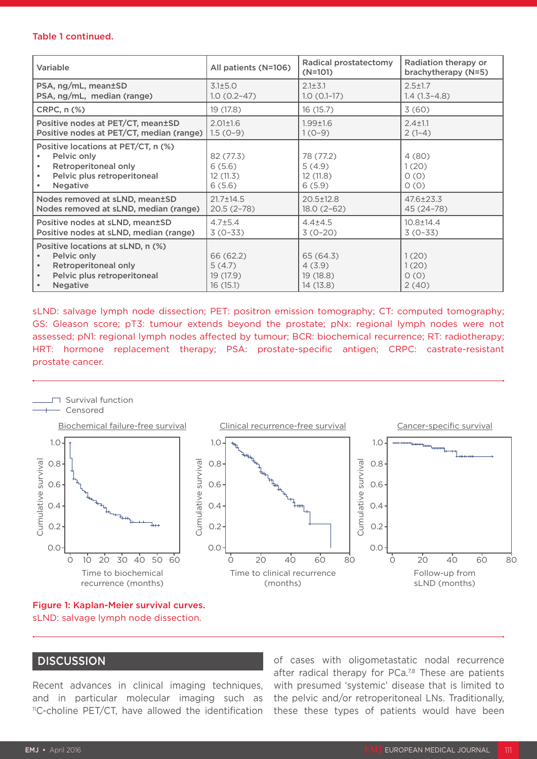Table 1 continued.

| Variable | All patients (N=106) | Radical prostatectomy (N=101) | Radiation therapy or brachytherapy (N=5) |
|---|---|---|---|
| PSA, ng/mL, mean±SD<br>PSA, ng/mL, median (range) | 3.1±5.0<br>1.0 (0.2–47) | 2.1±3.1<br>1.0 (0.1–17) | 2.5±1.7<br>1.4 (1.3–4.8) |
| CRPC, n (%) | 19 (17.8) | 16 (15.7) | 3 (60) |
| Positive nodes at PET/CT, mean±SD<br>Positive nodes at PET/CT, median (range) | 2.01±1.6<br>1.5 (0–9) | 1.99±1.6<br>1 (0–9) | 2.4±1.1<br>2 (1–4) |
| Positive locations at PET/CT, n (%)<br>• Pelvic only<br>• Retroperitoneal only<br>• Pelvic plus retroperitoneal<br>• Negative | <br>82 (77.3)<br>6 (5.6)<br>12 (11.3)<br>6 (5.6) | <br>78 (77.2)<br>5 (4.9)<br>12 (11.8)<br>6 (5.9) | <br>4 (80)<br>1 (20)<br>0 (0)<br>0 (0) |
| Nodes removed at sLND, mean±SD<br>Nodes removed at sLND, median (range) | 21.7±14.5<br>20.5 (2–78) | 20.5±12.8<br>18.0 (2–62) | 47.6±23.3<br>45 (24–78) |
| Positive nodes at sLND, mean±SD<br>Positive nodes at sLND, median (range) | 4.7±5.4<br>3 (0–33) | 4.4±4.5<br>3 (0–20) | 10.8±14.4<br>3 (0–33) |
| Positive locations at sLND, n (%)<br>• Pelvic only<br>• Retroperitoneal only<br>• Pelvic plus retroperitoneal<br>• Negative | <br>66 (62.2)<br>5 (4.7)<br>19 (17.9)<br>16 (15.1) | <br>65 (64.3)<br>4 (3.9)<br>19 (18.8)<br>14 (13.8) | <br>1 (20)<br>1 (20)<br>0 (0)<br>2 (40) |

sLND: salvage lymph node dissection; PET: positron emission tomography; CT: computed tomography; GS: Gleason score; pT3: tumour extends beyond the prostate; pNx: regional lymph nodes were not assessed; pN1: regional lymph nodes affected by tumour; BCR: biochemical recurrence; RT: radiotherapy; HRT: hormone replacement therapy; PSA: prostate-specific antigen; CRPC: castrate-resistant prostate cancer.

Survival function
Censored

Biochemical failure-free survival | Clinical recurrence-free survival | Cancer-specific survival

Cumulative survival; Time to biochemical recurrence (months); Time to clinical recurrence (months); Follow-up from sLND (months)

**Figure 1: Kaplan-Meier survival curves.**
sLND: salvage lymph node dissection.

## DISCUSSION

Recent advances in clinical imaging techniques, and in particular molecular imaging such as [11]C-choline PET/CT, have allowed the identification of cases with oligometastatic nodal recurrence after radical therapy for PCa.[7,8] These are patients with presumed 'systemic' disease that is limited to the pelvic and/or retroperitoneal LNs. Traditionally, these these types of patients would have been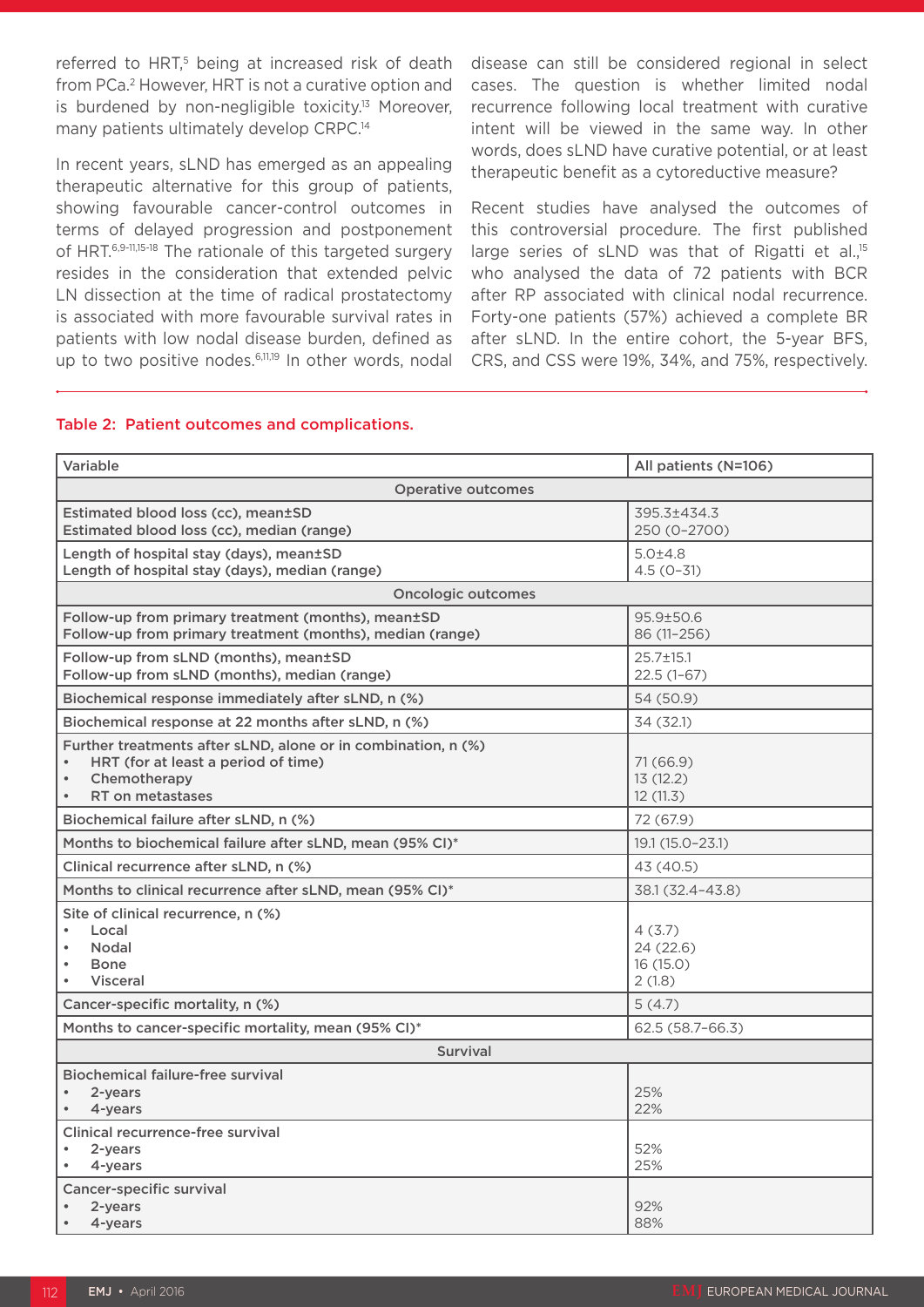referred to HRT,[5] being at increased risk of death from PCa.[2] However, HRT is not a curative option and is burdened by non-negligible toxicity.[13] Moreover, many patients ultimately develop CRPC.[14]

In recent years, sLND has emerged as an appealing therapeutic alternative for this group of patients, showing favourable cancer-control outcomes in terms of delayed progression and postponement of HRT.[6,9-11,15-18] The rationale of this targeted surgery resides in the consideration that extended pelvic LN dissection at the time of radical prostatectomy is associated with more favourable survival rates in patients with low nodal disease burden, defined as up to two positive nodes.[6,11,19] In other words, nodal disease can still be considered regional in select cases. The question is whether limited nodal recurrence following local treatment with curative intent will be viewed in the same way. In other words, does sLND have curative potential, or at least therapeutic benefit as a cytoreductive measure?

Recent studies have analysed the outcomes of this controversial procedure. The first published large series of sLND was that of Rigatti et al.,[15] who analysed the data of 72 patients with BCR after RP associated with clinical nodal recurrence. Forty-one patients (57%) achieved a complete BR after sLND. In the entire cohort, the 5-year BFS, CRS, and CSS were 19%, 34%, and 75%, respectively.

**Table 2: Patient outcomes and complications.**

| Variable | All patients (N=106) |
|---|---|
| **Operative outcomes** | |
| Estimated blood loss (cc), mean±SD<br>Estimated blood loss (cc), median (range) | 395.3±434.3<br>250 (0–2700) |
| Length of hospital stay (days), mean±SD<br>Length of hospital stay (days), median (range) | 5.0±4.8<br>4.5 (0–31) |
| **Oncologic outcomes** | |
| Follow-up from primary treatment (months), mean±SD<br>Follow-up from primary treatment (months), median (range) | 95.9±50.6<br>86 (11–256) |
| Follow-up from sLND (months), mean±SD<br>Follow-up from sLND (months), median (range) | 25.7±15.1<br>22.5 (1–67) |
| Biochemical response immediately after sLND, n (%) | 54 (50.9) |
| Biochemical response at 22 months after sLND, n (%) | 34 (32.1) |
| Further treatments after sLND, alone or in combination, n (%)<br>• HRT (for at least a period of time)<br>• Chemotherapy<br>• RT on metastases | <br>71 (66.9)<br>13 (12.2)<br>12 (11.3) |
| Biochemical failure after sLND, n (%) | 72 (67.9) |
| Months to biochemical failure after sLND, mean (95% CI)* | 19.1 (15.0–23.1) |
| Clinical recurrence after sLND, n (%) | 43 (40.5) |
| Months to clinical recurrence after sLND, mean (95% CI)* | 38.1 (32.4–43.8) |
| Site of clinical recurrence, n (%)<br>• Local<br>• Nodal<br>• Bone<br>• Visceral | <br>4 (3.7)<br>24 (22.6)<br>16 (15.0)<br>2 (1.8) |
| Cancer-specific mortality, n (%) | 5 (4.7) |
| Months to cancer-specific mortality, mean (95% CI)* | 62.5 (58.7–66.3) |
| **Survival** | |
| Biochemical failure-free survival<br>• 2-years<br>• 4-years | <br>25%<br>22% |
| Clinical recurrence-free survival<br>• 2-years<br>• 4-years | <br>52%<br>25% |
| Cancer-specific survival<br>• 2-years<br>• 4-years | <br>92%<br>88% |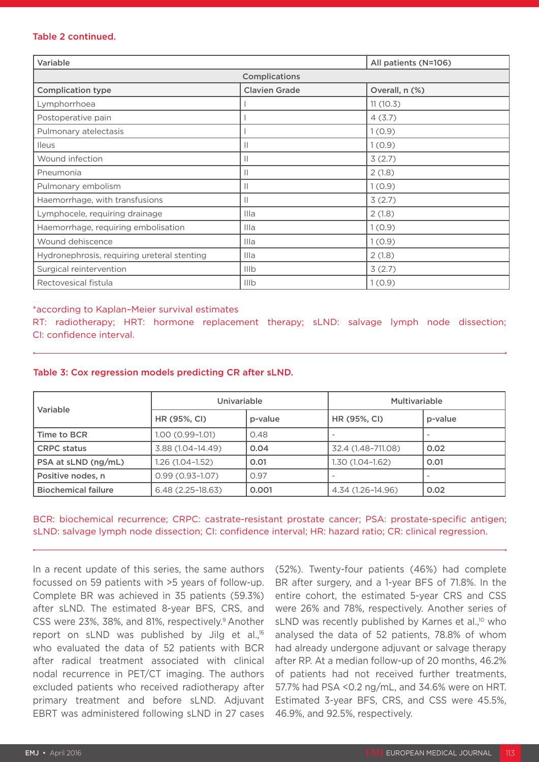Table 2 continued.

| Variable | | All patients (N=106) |
|---|---|---|
| Complications | | |
| Complication type | Clavien Grade | Overall, n (%) |
| Lymphorrhoea | I | 11 (10.3) |
| Postoperative pain | I | 4 (3.7) |
| Pulmonary atelectasis | I | 1 (0.9) |
| Ileus | II | 1 (0.9) |
| Wound infection | II | 3 (2.7) |
| Pneumonia | II | 2 (1.8) |
| Pulmonary embolism | II | 1 (0.9) |
| Haemorrhage, with transfusions | II | 3 (2.7) |
| Lymphocele, requiring drainage | IIIa | 2 (1.8) |
| Haemorrhage, requiring embolisation | IIIa | 1 (0.9) |
| Wound dehiscence | IIIa | 1 (0.9) |
| Hydronephrosis, requiring ureteral stenting | IIIa | 2 (1.8) |
| Surgical reintervention | IIIb | 3 (2.7) |
| Rectovesical fistula | IIIb | 1 (0.9) |

*according to Kaplan–Meier survival estimates
RT: radiotherapy; HRT: hormone replacement therapy; sLND: salvage lymph node dissection; CI: confidence interval.

Table 3: Cox regression models predicting CR after sLND.

| Variable | Univariable | | Multivariable | |
|---|---|---|---|---|
| | HR (95%, CI) | p-value | HR (95%, CI) | p-value |
| **Time to BCR** | 1.00 (0.99–1.01) | 0.48 | - | - |
| **CRPC status** | 3.88 (1.04–14.49) | **0.04** | 32.4 (1.48–711.08) | **0.02** |
| **PSA at sLND (ng/mL)** | 1.26 (1.04–1.52) | **0.01** | 1.30 (1.04–1.62) | **0.01** |
| **Positive nodes, n** | 0.99 (0.93–1.07) | 0.97 | - | - |
| **Biochemical failure** | 6.48 (2.25–18.63) | **0.001** | 4.34 (1.26–14.96) | **0.02** |

BCR: biochemical recurrence; CRPC: castrate-resistant prostate cancer; PSA: prostate-specific antigen; sLND: salvage lymph node dissection; CI: confidence interval; HR: hazard ratio; CR: clinical regression.

In a recent update of this series, the same authors focussed on 59 patients with >5 years of follow-up. Complete BR was achieved in 35 patients (59.3%) after sLND. The estimated 8-year BFS, CRS, and CSS were 23%, 38%, and 81%, respectively.[9] Another report on sLND was published by Jilg et al.,[16] who evaluated the data of 52 patients with BCR after radical treatment associated with clinical nodal recurrence in PET/CT imaging. The authors excluded patients who received radiotherapy after primary treatment and before sLND. Adjuvant EBRT was administered following sLND in 27 cases (52%). Twenty-four patients (46%) had complete BR after surgery, and a 1-year BFS of 71.8%. In the entire cohort, the estimated 5-year CRS and CSS were 26% and 78%, respectively. Another series of sLND was recently published by Karnes et al.,[10] who analysed the data of 52 patients, 78.8% of whom had already undergone adjuvant or salvage therapy after RP. At a median follow-up of 20 months, 46.2% of patients had not received further treatments, 57.7% had PSA <0.2 ng/mL, and 34.6% were on HRT. Estimated 3-year BFS, CRS, and CSS were 45.5%, 46.9%, and 92.5%, respectively.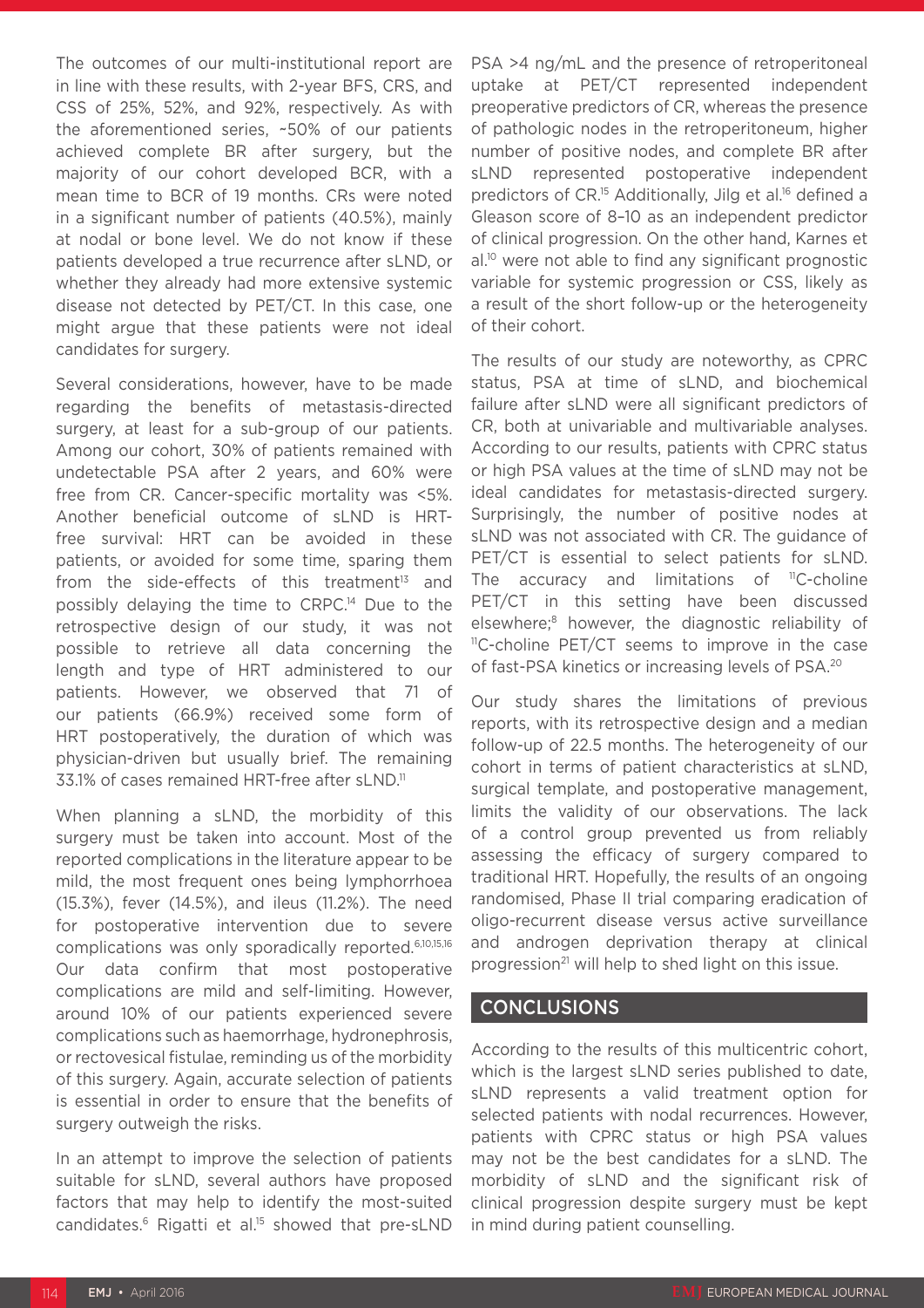The outcomes of our multi-institutional report are in line with these results, with 2-year BFS, CRS, and CSS of 25%, 52%, and 92%, respectively. As with the aforementioned series, ~50% of our patients achieved complete BR after surgery, but the majority of our cohort developed BCR, with a mean time to BCR of 19 months. CRs were noted in a significant number of patients (40.5%), mainly at nodal or bone level. We do not know if these patients developed a true recurrence after sLND, or whether they already had more extensive systemic disease not detected by PET/CT. In this case, one might argue that these patients were not ideal candidates for surgery.

Several considerations, however, have to be made regarding the benefits of metastasis-directed surgery, at least for a sub-group of our patients. Among our cohort, 30% of patients remained with undetectable PSA after 2 years, and 60% were free from CR. Cancer-specific mortality was <5%. Another beneficial outcome of sLND is HRT-free survival: HRT can be avoided in these patients, or avoided for some time, sparing them from the side-effects of this treatment[13] and possibly delaying the time to CRPC.[14] Due to the retrospective design of our study, it was not possible to retrieve all data concerning the length and type of HRT administered to our patients. However, we observed that 71 of our patients (66.9%) received some form of HRT postoperatively, the duration of which was physician-driven but usually brief. The remaining 33.1% of cases remained HRT-free after sLND.[11]

When planning a sLND, the morbidity of this surgery must be taken into account. Most of the reported complications in the literature appear to be mild, the most frequent ones being lymphorrhoea (15.3%), fever (14.5%), and ileus (11.2%). The need for postoperative intervention due to severe complications was only sporadically reported.[6,10,15,16] Our data confirm that most postoperative complications are mild and self-limiting. However, around 10% of our patients experienced severe complications such as haemorrhage, hydronephrosis, or rectovesical fistulae, reminding us of the morbidity of this surgery. Again, accurate selection of patients is essential in order to ensure that the benefits of surgery outweigh the risks.

In an attempt to improve the selection of patients suitable for sLND, several authors have proposed factors that may help to identify the most-suited candidates.[6] Rigatti et al.[15] showed that pre-sLND PSA >4 ng/mL and the presence of retroperitoneal uptake at PET/CT represented independent preoperative predictors of CR, whereas the presence of pathologic nodes in the retroperitoneum, higher number of positive nodes, and complete BR after sLND represented postoperative independent predictors of CR.[15] Additionally, Jilg et al.[16] defined a Gleason score of 8–10 as an independent predictor of clinical progression. On the other hand, Karnes et al.[10] were not able to find any significant prognostic variable for systemic progression or CSS, likely as a result of the short follow-up or the heterogeneity of their cohort.

The results of our study are noteworthy, as CPRC status, PSA at time of sLND, and biochemical failure after sLND were all significant predictors of CR, both at univariable and multivariable analyses. According to our results, patients with CPRC status or high PSA values at the time of sLND may not be ideal candidates for metastasis-directed surgery. Surprisingly, the number of positive nodes at sLND was not associated with CR. The guidance of PET/CT is essential to select patients for sLND. The accuracy and limitations of $^{11}$C-choline PET/CT in this setting have been discussed elsewhere;[8] however, the diagnostic reliability of $^{11}$C-choline PET/CT seems to improve in the case of fast-PSA kinetics or increasing levels of PSA.[20]

Our study shares the limitations of previous reports, with its retrospective design and a median follow-up of 22.5 months. The heterogeneity of our cohort in terms of patient characteristics at sLND, surgical template, and postoperative management, limits the validity of our observations. The lack of a control group prevented us from reliably assessing the efficacy of surgery compared to traditional HRT. Hopefully, the results of an ongoing randomised, Phase II trial comparing eradication of oligo-recurrent disease versus active surveillance and androgen deprivation therapy at clinical progression[21] will help to shed light on this issue.

## CONCLUSIONS

According to the results of this multicentric cohort, which is the largest sLND series published to date, sLND represents a valid treatment option for selected patients with nodal recurrences. However, patients with CPRC status or high PSA values may not be the best candidates for a sLND. The morbidity of sLND and the significant risk of clinical progression despite surgery must be kept in mind during patient counselling.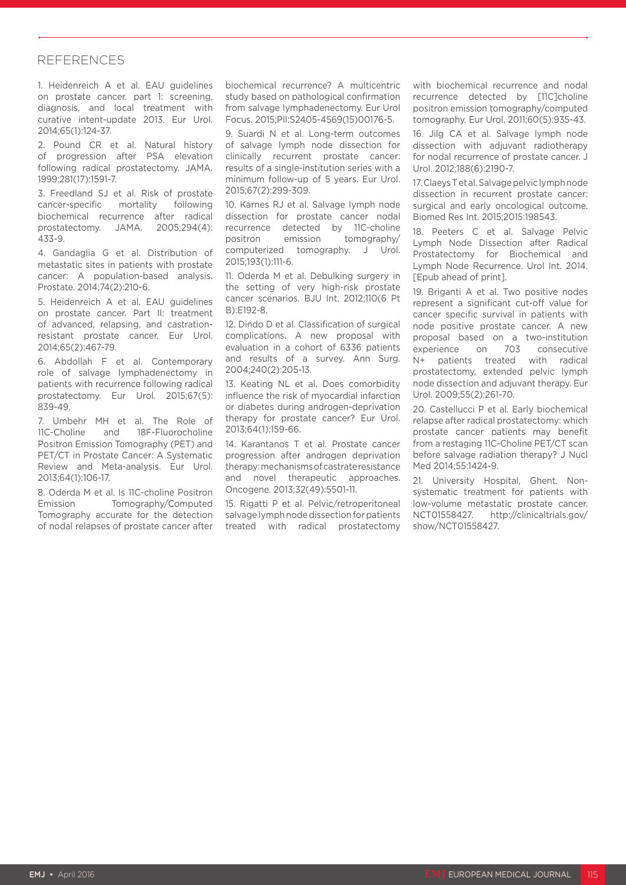## REFERENCES

1. Heidenreich A et al. EAU guidelines on prostate cancer. part 1: screening, diagnosis, and local treatment with curative intent-update 2013. Eur Urol. 2014;65(1):124-37.

2. Pound CR et al. Natural history of progression after PSA elevation following radical prostatectomy. JAMA. 1999;281(17):1591-7.

3. Freedland SJ et al. Risk of prostate cancer-specific mortality following biochemical recurrence after radical prostatectomy. JAMA. 2005;294(4):433-9.

4. Gandaglia G et al. Distribution of metastatic sites in patients with prostate cancer: A population-based analysis. Prostate. 2014;74(2):210-6.

5. Heidenreich A et al. EAU guidelines on prostate cancer. Part II: treatment of advanced, relapsing, and castration-resistant prostate cancer. Eur Urol. 2014;65(2):467-79.

6. Abdollah F et al. Contemporary role of salvage lymphadenectomy in patients with recurrence following radical prostatectomy. Eur Urol. 2015;67(5):839-49.

7. Umbehr MH et al. The Role of 11C-Choline and 18F-Fluorocholine Positron Emission Tomography (PET) and PET/CT in Prostate Cancer: A Systematic Review and Meta-analysis. Eur Urol. 2013;64(1):106-17.

8. Oderda M et al. Is 11C-choline Positron Emission Tomography/Computed Tomography accurate for the detection of nodal relapses of prostate cancer after biochemical recurrence? A multicentric study based on pathological confirmation from salvage lymphadenectomy. Eur Urol Focus. 2015;PII:S2405-4569(15)00176-5.

9. Suardi N et al. Long-term outcomes of salvage lymph node dissection for clinically recurrent prostate cancer: results of a single-institution series with a minimum follow-up of 5 years. Eur Urol. 2015;67(2):299-309.

10. Karnes RJ et al. Salvage lymph node dissection for prostate cancer nodal recurrence detected by 11C-choline positron emission tomography/computerized tomography. J Urol. 2015;193(1):111-6.

11. Oderda M et al. Debulking surgery in the setting of very high-risk prostate cancer scenarios. BJU Int. 2012;110(6 Pt B):E192-8.

12. Dindo D et al. Classification of surgical complications. A new proposal with evaluation in a cohort of 6336 patients and results of a survey. Ann Surg. 2004;240(2):205-13.

13. Keating NL et al. Does comorbidity influence the risk of myocardial infarction or diabetes during androgen-deprivation therapy for prostate cancer? Eur Urol. 2013;64(1):159-66.

14. Karantanos T et al. Prostate cancer progression after androgen deprivation therapy: mechanisms of castrate resistance and novel therapeutic approaches. Oncogene. 2013;32(49):5501-11.

15. Rigatti P et al. Pelvic/retroperitoneal salvage lymph node dissection for patients treated with radical prostatectomy with biochemical recurrence and nodal recurrence detected by [11C]choline positron emission tomography/computed tomography. Eur Urol. 2011;60(5):935-43.

16. Jilg CA et al. Salvage lymph node dissection with adjuvant radiotherapy for nodal recurrence of prostate cancer. J Urol. 2012;188(6):2190-7.

17. Claeys T et al. Salvage pelvic lymph node dissection in recurrent prostate cancer: surgical and early oncological outcome. Biomed Res Int. 2015;2015:198543.

18. Peeters C et al. Salvage Pelvic Lymph Node Dissection after Radical Prostatectomy for Biochemical and Lymph Node Recurrence. Urol Int. 2014. [Epub ahead of print].

19. Briganti A et al. Two positive nodes represent a significant cut-off value for cancer specific survival in patients with node positive prostate cancer. A new proposal based on a two-institution experience on 703 consecutive N+ patients treated with radical prostatectomy, extended pelvic lymph node dissection and adjuvant therapy. Eur Urol. 2009;55(2):261-70.

20. Castellucci P et al. Early biochemical relapse after radical prostatectomy: which prostate cancer patients may benefit from a restaging 11C-Choline PET/CT scan before salvage radiation therapy? J Nucl Med 2014;55:1424-9.

21. University Hospital, Ghent. Non-systematic treatment for patients with low-volume metastatic prostate cancer. NCT01558427. http://clinicaltrials.gov/show/NCT01558427.